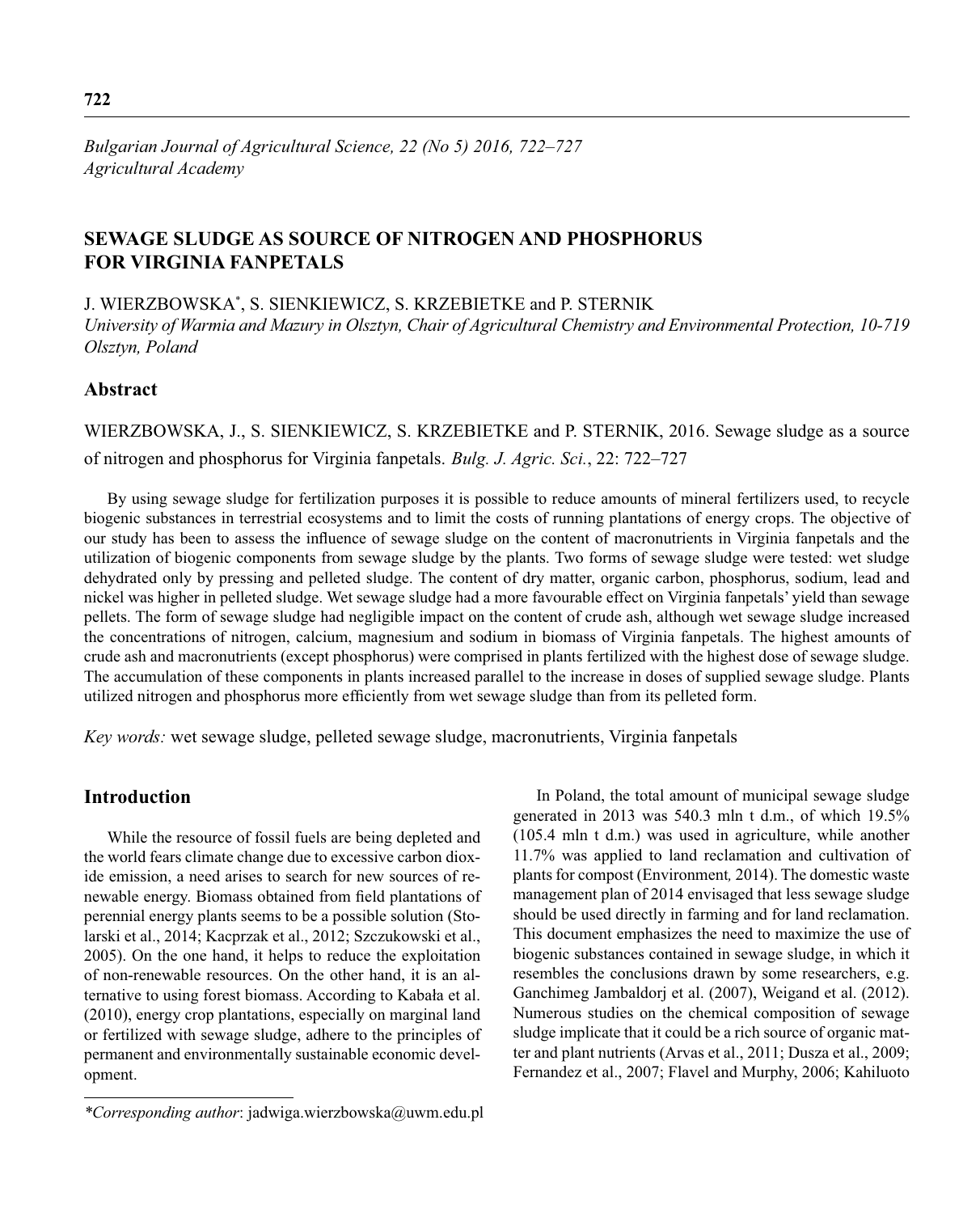# SEWAGE SLUDGE AS SOURCE OF NITROGEN AND PHOSPHORUS FOR VIRGINIA FANPETALS

J. WIERZBOWSKA*, S. SIENKIEWICZ, S. KRZEBIETKE and P. STERNIK

*University of Warmia and Mazury in Olsztyn, Chair of Agricultural Chemistry and Environmental Protection, 10-719 Olsztyn, Poland*

## Abstract

WIERZBOWSKA, J., S. SIENKIEWICZ, S. KRZEBIETKE and P. STERNIK, 2016. Sewage sludge as a source of nitrogen and phosphorus for Virginia fanpetals. *Bulg. J. Agric. Sci.*, 22: 722–727

By using sewage sludge for fertilization purposes it is possible to reduce amounts of mineral fertilizers used, to recycle biogenic substances in terrestrial ecosystems and to limit the costs of running plantations of energy crops. The objective of our study has been to assess the influence of sewage sludge on the content of macronutrients in Virginia fanpetals and the utilization of biogenic components from sewage sludge by the plants. Two forms of sewage sludge were tested: wet sludge dehydrated only by pressing and pelleted sludge. The content of dry matter, organic carbon, phosphorus, sodium, lead and nickel was higher in pelleted sludge. Wet sewage sludge had a more favourable effect on Virginia fanpetals' yield than sewage pellets. The form of sewage sludge had negligible impact on the content of crude ash, although wet sewage sludge increased the concentrations of nitrogen, calcium, magnesium and sodium in biomass of Virginia fanpetals. The highest amounts of crude ash and macronutrients (except phosphorus) were comprised in plants fertilized with the highest dose of sewage sludge. The accumulation of these components in plants increased parallel to the increase in doses of supplied sewage sludge. Plants utilized nitrogen and phosphorus more efficiently from wet sewage sludge than from its pelleted form.

*Key words:* wet sewage sludge, pelleted sewage sludge, macronutrients, Virginia fanpetals

## Introduction

While the resource of fossil fuels are being depleted and the world fears climate change due to excessive carbon dioxide emission, a need arises to search for new sources of renewable energy. Biomass obtained from field plantations of perennial energy plants seems to be a possible solution (Stolarski et al., 2014; Kacprzak et al., 2012; Szczukowski et al., 2005). On the one hand, it helps to reduce the exploitation of non-renewable resources. On the other hand, it is an alternative to using forest biomass. According to Kabała et al. (2010), energy crop plantations, especially on marginal land or fertilized with sewage sludge, adhere to the principles of permanent and environmentally sustainable economic development.

In Poland, the total amount of municipal sewage sludge generated in 2013 was 540.3 mln t d.m., of which 19.5% (105.4 mln t d.m.) was used in agriculture, while another 11.7% was applied to land reclamation and cultivation of plants for compost (Environment*,* 2014). The domestic waste management plan of 2014 envisaged that less sewage sludge should be used directly in farming and for land reclamation. This document emphasizes the need to maximize the use of biogenic substances contained in sewage sludge, in which it resembles the conclusions drawn by some researchers, e.g. Ganchimeg Jambaldorj et al. (2007), Weigand et al. (2012). Numerous studies on the chemical composition of sewage sludge implicate that it could be a rich source of organic matter and plant nutrients (Arvas et al., 2011; Dusza et al., 2009; Fernandez et al., 2007; Flavel and Murphy, 2006; Kahiluoto

*\*Corresponding author*: jadwiga.wierzbowska@uwm.edu.pl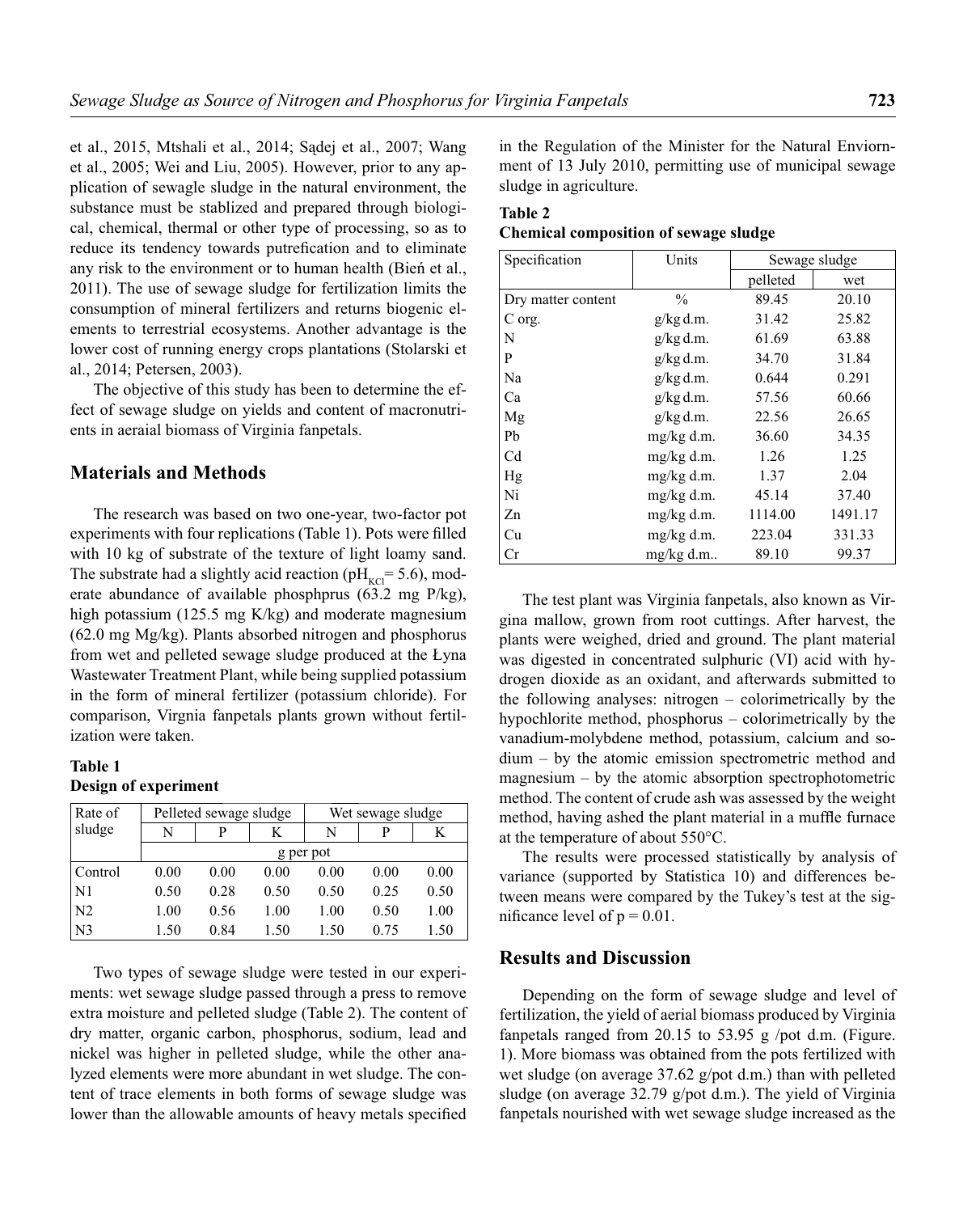et al., 2015, Mtshali et al., 2014; Sądej et al., 2007; Wang et al., 2005; Wei and Liu, 2005). However, prior to any application of sewagle sludge in the natural environment, the substance must be stablized and prepared through biological, chemical, thermal or other type of processing, so as to reduce its tendency towards putrefication and to eliminate any risk to the environment or to human health (Bień et al., 2011). The use of sewage sludge for fertilization limits the consumption of mineral fertilizers and returns biogenic elements to terrestrial ecosystems. Another advantage is the lower cost of running energy crops plantations (Stolarski et al., 2014; Petersen, 2003).

The objective of this study has been to determine the effect of sewage sludge on yields and content of macronutrients in aeraial biomass of Virginia fanpetals.

## Materials and Methods

The research was based on two one-year, two-factor pot experiments with four replications (Table 1). Pots were filled with 10 kg of substrate of the texture of light loamy sand. The substrate had a slightly acid reaction ($pH_{KCl}$= 5.6), moderate abundance of available phosphprus (63.2 mg P/kg), high potassium (125.5 mg K/kg) and moderate magnesium (62.0 mg Mg/kg). Plants absorbed nitrogen and phosphorus from wet and pelleted sewage sludge produced at the Łyna Wastewater Treatment Plant, while being supplied potassium in the form of mineral fertilizer (potassium chloride). For comparison, Virgnia fanpetals plants grown without fertilization were taken.

**Table 1**
**Design of experiment**

| Rate of sludge | Pelleted sewage sludge | | | Wet sewage sludge | | |
|---|---|---|---|---|---|---|
| | N | P | K | N | P | K |
| | g per pot | | | | | |
| Control | 0.00 | 0.00 | 0.00 | 0.00 | 0.00 | 0.00 |
| N1 | 0.50 | 0.28 | 0.50 | 0.50 | 0.25 | 0.50 |
| N2 | 1.00 | 0.56 | 1.00 | 1.00 | 0.50 | 1.00 |
| N3 | 1.50 | 0.84 | 1.50 | 1.50 | 0.75 | 1.50 |

Two types of sewage sludge were tested in our experiments: wet sewage sludge passed through a press to remove extra moisture and pelleted sludge (Table 2). The content of dry matter, organic carbon, phosphorus, sodium, lead and nickel was higher in pelleted sludge, while the other analyzed elements were more abundant in wet sludge. The content of trace elements in both forms of sewage sludge was lower than the allowable amounts of heavy metals specified in the Regulation of the Minister for the Natural Enviornment of 13 July 2010, permitting use of municipal sewage sludge in agriculture.

**Table 2**
**Chemical composition of sewage sludge**

| Specification | Units | Sewage sludge | |
|---|---|---|---|
| | | pelleted | wet |
| Dry matter content | % | 89.45 | 20.10 |
| C org. | g/kg d.m. | 31.42 | 25.82 |
| N | g/kg d.m. | 61.69 | 63.88 |
| P | g/kg d.m. | 34.70 | 31.84 |
| Na | g/kg d.m. | 0.644 | 0.291 |
| Ca | g/kg d.m. | 57.56 | 60.66 |
| Mg | g/kg d.m. | 22.56 | 26.65 |
| Pb | mg/kg d.m. | 36.60 | 34.35 |
| Cd | mg/kg d.m. | 1.26 | 1.25 |
| Hg | mg/kg d.m. | 1.37 | 2.04 |
| Ni | mg/kg d.m. | 45.14 | 37.40 |
| Zn | mg/kg d.m. | 1114.00 | 1491.17 |
| Cu | mg/kg d.m. | 223.04 | 331.33 |
| Cr | mg/kg d.m.. | 89.10 | 99.37 |

The test plant was Virginia fanpetals, also known as Virgina mallow, grown from root cuttings. After harvest, the plants were weighed, dried and ground. The plant material was digested in concentrated sulphuric (VI) acid with hydrogen dioxide as an oxidant, and afterwards submitted to the following analyses: nitrogen – colorimetrically by the hypochlorite method, phosphorus – colorimetrically by the vanadium-molybdene method, potassium, calcium and sodium – by the atomic emission spectrometric method and magnesium – by the atomic absorption spectrophotometric method. The content of crude ash was assessed by the weight method, having ashed the plant material in a muffle furnace at the temperature of about 550°C.

The results were processed statistically by analysis of variance (supported by Statistica 10) and differences between means were compared by the Tukey's test at the significance level of $p = 0.01$.

## Results and Discussion

Depending on the form of sewage sludge and level of fertilization, the yield of aerial biomass produced by Virginia fanpetals ranged from 20.15 to 53.95 g /pot d.m. (Figure. 1). More biomass was obtained from the pots fertilized with wet sludge (on average 37.62 g/pot d.m.) than with pelleted sludge (on average 32.79 g/pot d.m.). The yield of Virginia fanpetals nourished with wet sewage sludge increased as the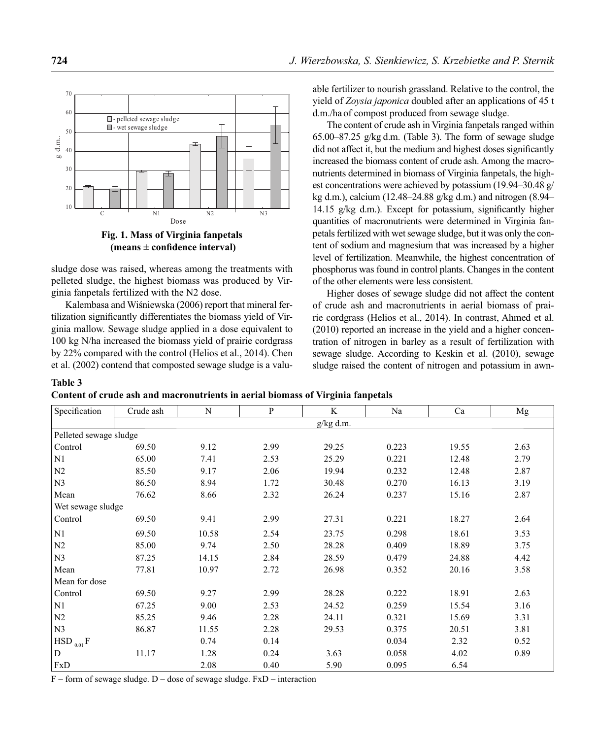Fig. 1. Mass of Virginia fanpetals (means ± confidence interval)

sludge dose was raised, whereas among the treatments with pelleted sludge, the highest biomass was produced by Virginia fanpetals fertilized with the N2 dose.

Kalembasa and Wiśniewska (2006) report that mineral fertilization significantly differentiates the biomass yield of Virginia mallow. Sewage sludge applied in a dose equivalent to 100 kg N/ha increased the biomass yield of prairie cordgrass by 22% compared with the control (Helios et al., 2014). Chen et al. (2002) contend that composted sewage sludge is a valuable fertilizer to nourish grassland. Relative to the control, the yield of *Zoysia japonica* doubled after an applications of 45 t d.m./ha of compost produced from sewage sludge.

The content of crude ash in Virginia fanpetals ranged within 65.00–87.25 g/kg d.m. (Table 3). The form of sewage sludge did not affect it, but the medium and highest doses significantly increased the biomass content of crude ash. Among the macronutrients determined in biomass of Virginia fanpetals, the highest concentrations were achieved by potassium (19.94–30.48 g/kg d.m.), calcium (12.48–24.88 g/kg d.m.) and nitrogen (8.94–14.15 g/kg d.m.). Except for potassium, significantly higher quantities of macronutrients were determined in Virginia fanpetals fertilized with wet sewage sludge, but it was only the content of sodium and magnesium that was increased by a higher level of fertilization. Meanwhile, the highest concentration of phosphorus was found in control plants. Changes in the content of the other elements were less consistent.

Higher doses of sewage sludge did not affect the content of crude ash and macronutrients in aerial biomass of prairie cordgrass (Helios et al., 2014). In contrast, Ahmed et al. (2010) reported an increase in the yield and a higher concentration of nitrogen in barley as a result of fertilization with sewage sludge. According to Keskin et al. (2010), sewage sludge raised the content of nitrogen and potassium in awn-

**Table 3**
**Content of crude ash and macronutrients in aerial biomass of Virginia fanpetals**

| Specification | Crude ash | N | P | K | Na | Ca | Mg |
|---|---|---|---|---|---|---|---|
| | g/kg d.m. | | | | | | |
| Pelleted sewage sludge | | | | | | | |
| Control | 69.50 | 9.12 | 2.99 | 29.25 | 0.223 | 19.55 | 2.63 |
| N1 | 65.00 | 7.41 | 2.53 | 25.29 | 0.221 | 12.48 | 2.79 |
| N2 | 85.50 | 9.17 | 2.06 | 19.94 | 0.232 | 12.48 | 2.87 |
| N3 | 86.50 | 8.94 | 1.72 | 30.48 | 0.270 | 16.13 | 3.19 |
| Mean | 76.62 | 8.66 | 2.32 | 26.24 | 0.237 | 15.16 | 2.87 |
| Wet sewage sludge | | | | | | | |
| Control | 69.50 | 9.41 | 2.99 | 27.31 | 0.221 | 18.27 | 2.64 |
| N1 | 69.50 | 10.58 | 2.54 | 23.75 | 0.298 | 18.61 | 3.53 |
| N2 | 85.00 | 9.74 | 2.50 | 28.28 | 0.409 | 18.89 | 3.75 |
| N3 | 87.25 | 14.15 | 2.84 | 28.59 | 0.479 | 24.88 | 4.42 |
| Mean | 77.81 | 10.97 | 2.72 | 26.98 | 0.352 | 20.16 | 3.58 |
| Mean for dose | | | | | | | |
| Control | 69.50 | 9.27 | 2.99 | 28.28 | 0.222 | 18.91 | 2.63 |
| N1 | 67.25 | 9.00 | 2.53 | 24.52 | 0.259 | 15.54 | 3.16 |
| N2 | 85.25 | 9.46 | 2.28 | 24.11 | 0.321 | 15.69 | 3.31 |
| N3 | 86.87 | 11.55 | 2.28 | 29.53 | 0.375 | 20.51 | 3.81 |
| $HSD_{0.01}$ F | | 0.74 | 0.14 | | 0.034 | 2.32 | 0.52 |
| D | 11.17 | 1.28 | 0.24 | 3.63 | 0.058 | 4.02 | 0.89 |
| FxD | | 2.08 | 0.40 | 5.90 | 0.095 | 6.54 | |

F – form of sewage sludge. D – dose of sewage sludge. FxD – interaction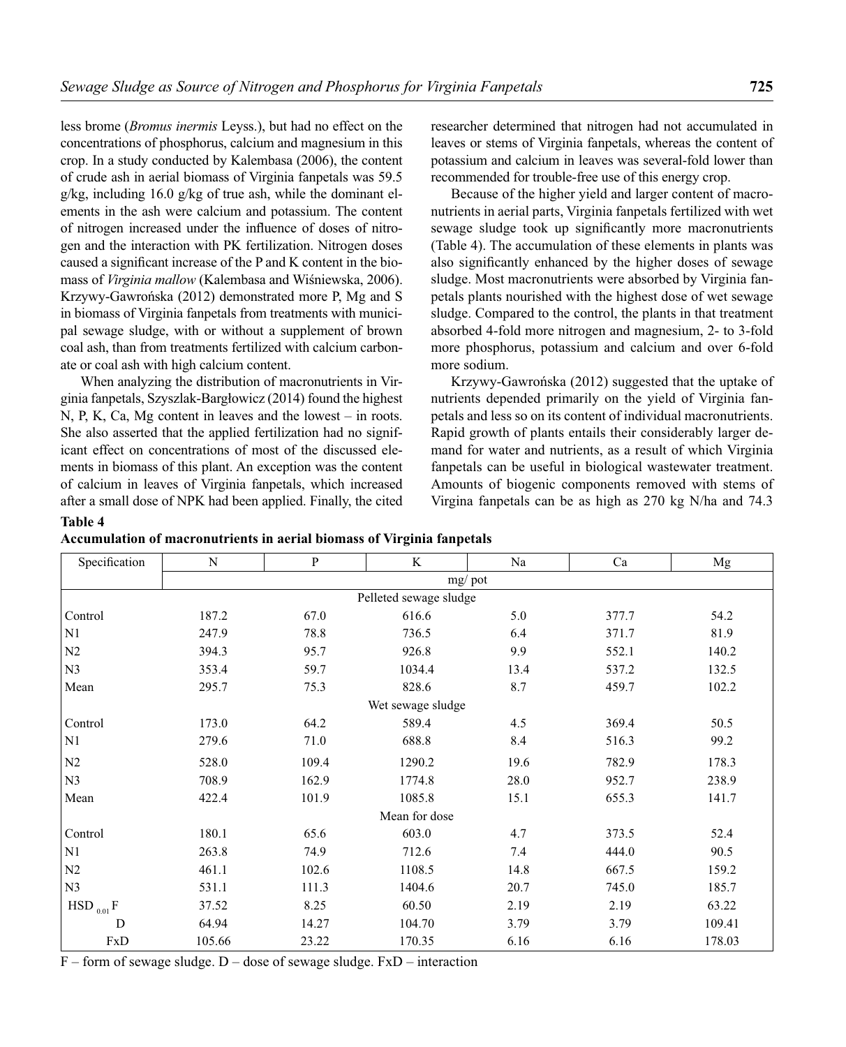less brome (*Bromus inermis* Leyss.), but had no effect on the concentrations of phosphorus, calcium and magnesium in this crop. In a study conducted by Kalembasa (2006), the content of crude ash in aerial biomass of Virginia fanpetals was 59.5 g/kg, including 16.0 g/kg of true ash, while the dominant elements in the ash were calcium and potassium. The content of nitrogen increased under the influence of doses of nitrogen and the interaction with PK fertilization. Nitrogen doses caused a significant increase of the P and K content in the biomass of *Virginia mallow* (Kalembasa and Wiśniewska, 2006). Krzywy-Gawrońska (2012) demonstrated more P, Mg and S in biomass of Virginia fanpetals from treatments with municipal sewage sludge, with or without a supplement of brown coal ash, than from treatments fertilized with calcium carbonate or coal ash with high calcium content.

When analyzing the distribution of macronutrients in Virginia fanpetals, Szyszlak-Bargłowicz (2014) found the highest N, P, K, Ca, Mg content in leaves and the lowest – in roots. She also asserted that the applied fertilization had no significant effect on concentrations of most of the discussed elements in biomass of this plant. An exception was the content of calcium in leaves of Virginia fanpetals, which increased after a small dose of NPK had been applied. Finally, the cited researcher determined that nitrogen had not accumulated in leaves or stems of Virginia fanpetals, whereas the content of potassium and calcium in leaves was several-fold lower than recommended for trouble-free use of this energy crop.

Because of the higher yield and larger content of macronutrients in aerial parts, Virginia fanpetals fertilized with wet sewage sludge took up significantly more macronutrients (Table 4). The accumulation of these elements in plants was also significantly enhanced by the higher doses of sewage sludge. Most macronutrients were absorbed by Virginia fanpetals plants nourished with the highest dose of wet sewage sludge. Compared to the control, the plants in that treatment absorbed 4-fold more nitrogen and magnesium, 2- to 3-fold more phosphorus, potassium and calcium and over 6-fold more sodium.

Krzywy-Gawrońska (2012) suggested that the uptake of nutrients depended primarily on the yield of Virginia fanpetals and less so on its content of individual macronutrients. Rapid growth of plants entails their considerably larger demand for water and nutrients, as a result of which Virginia fanpetals can be useful in biological wastewater treatment. Amounts of biogenic components removed with stems of Virgina fanpetals can be as high as 270 kg N/ha and 74.3

**Table 4**

**Accumulation of macronutrients in aerial biomass of Virginia fanpetals**

| Specification | N | P | K | Na | Ca | Mg |
|---|---|---|---|---|---|---|
| | mg/ pot | | | | | |
| Pelleted sewage sludge | | | | | | |
| Control | 187.2 | 67.0 | 616.6 | 5.0 | 377.7 | 54.2 |
| N1 | 247.9 | 78.8 | 736.5 | 6.4 | 371.7 | 81.9 |
| N2 | 394.3 | 95.7 | 926.8 | 9.9 | 552.1 | 140.2 |
| N3 | 353.4 | 59.7 | 1034.4 | 13.4 | 537.2 | 132.5 |
| Mean | 295.7 | 75.3 | 828.6 | 8.7 | 459.7 | 102.2 |
| Wet sewage sludge | | | | | | |
| Control | 173.0 | 64.2 | 589.4 | 4.5 | 369.4 | 50.5 |
| N1 | 279.6 | 71.0 | 688.8 | 8.4 | 516.3 | 99.2 |
| N2 | 528.0 | 109.4 | 1290.2 | 19.6 | 782.9 | 178.3 |
| N3 | 708.9 | 162.9 | 1774.8 | 28.0 | 952.7 | 238.9 |
| Mean | 422.4 | 101.9 | 1085.8 | 15.1 | 655.3 | 141.7 |
| Mean for dose | | | | | | |
| Control | 180.1 | 65.6 | 603.0 | 4.7 | 373.5 | 52.4 |
| N1 | 263.8 | 74.9 | 712.6 | 7.4 | 444.0 | 90.5 |
| N2 | 461.1 | 102.6 | 1108.5 | 14.8 | 667.5 | 159.2 |
| N3 | 531.1 | 111.3 | 1404.6 | 20.7 | 745.0 | 185.7 |
| $HSD_{0.01}$ F | 37.52 | 8.25 | 60.50 | 2.19 | 2.19 | 63.22 |
| D | 64.94 | 14.27 | 104.70 | 3.79 | 3.79 | 109.41 |
| FxD | 105.66 | 23.22 | 170.35 | 6.16 | 6.16 | 178.03 |

F – form of sewage sludge. D – dose of sewage sludge. FxD – interaction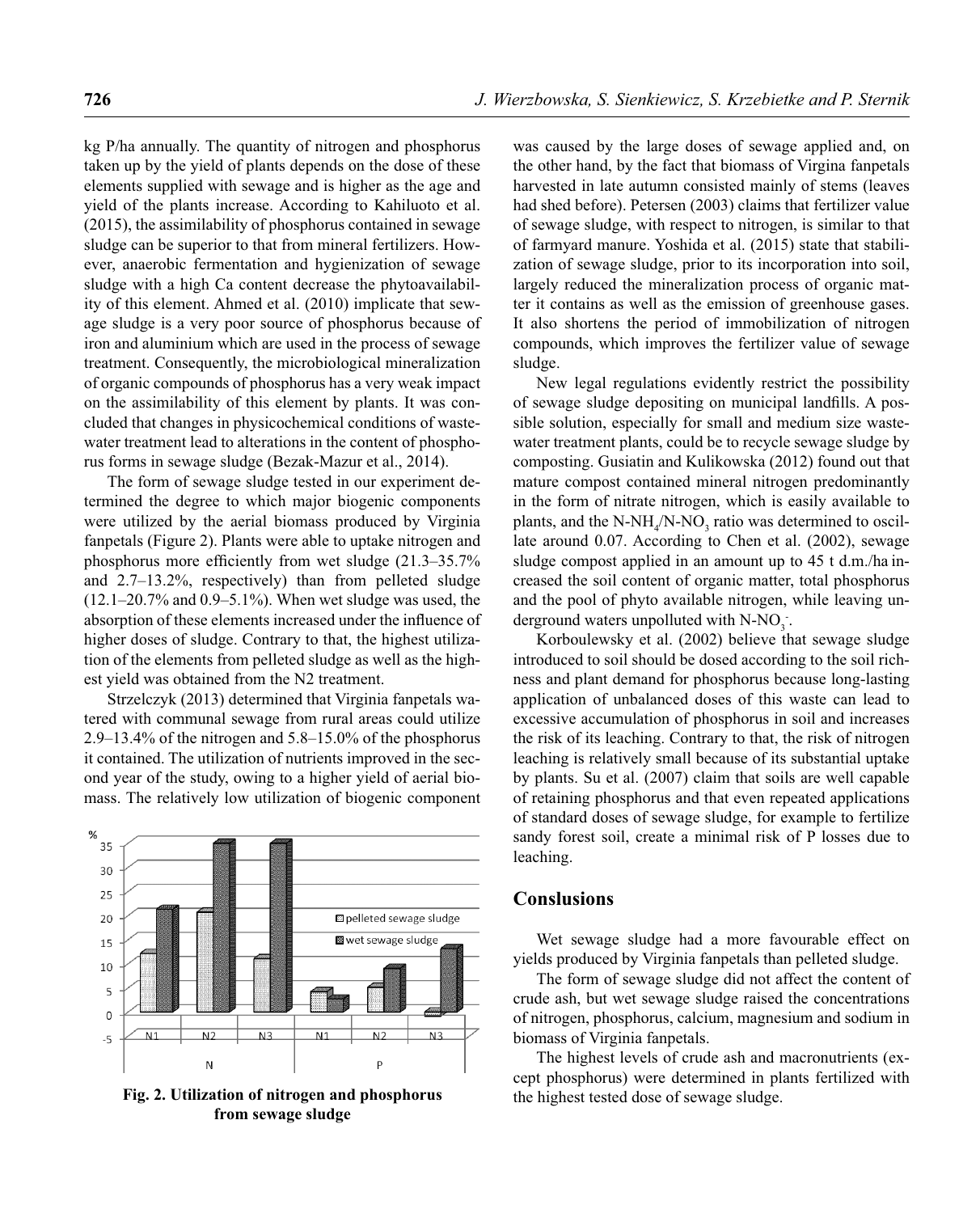kg P/ha annually. The quantity of nitrogen and phosphorus taken up by the yield of plants depends on the dose of these elements supplied with sewage and is higher as the age and yield of the plants increase. According to Kahiluoto et al. (2015), the assimilability of phosphorus contained in sewage sludge can be superior to that from mineral fertilizers. However, anaerobic fermentation and hygienization of sewage sludge with a high Ca content decrease the phytoavailability of this element. Ahmed et al. (2010) implicate that sewage sludge is a very poor source of phosphorus because of iron and aluminium which are used in the process of sewage treatment. Consequently, the microbiological mineralization of organic compounds of phosphorus has a very weak impact on the assimilability of this element by plants. It was concluded that changes in physicochemical conditions of wastewater treatment lead to alterations in the content of phosphorus forms in sewage sludge (Bezak-Mazur et al., 2014).

The form of sewage sludge tested in our experiment determined the degree to which major biogenic components were utilized by the aerial biomass produced by Virginia fanpetals (Figure 2). Plants were able to uptake nitrogen and phosphorus more efficiently from wet sludge (21.3–35.7% and 2.7–13.2%, respectively) than from pelleted sludge (12.1–20.7% and 0.9–5.1%). When wet sludge was used, the absorption of these elements increased under the influence of higher doses of sludge. Contrary to that, the highest utilization of the elements from pelleted sludge as well as the highest yield was obtained from the N2 treatment.

Strzelczyk (2013) determined that Virginia fanpetals watered with communal sewage from rural areas could utilize 2.9–13.4% of the nitrogen and 5.8–15.0% of the phosphorus it contained. The utilization of nutrients improved in the second year of the study, owing to a higher yield of aerial biomass. The relatively low utilization of biogenic component was caused by the large doses of sewage applied and, on the other hand, by the fact that biomass of Virgina fanpetals harvested in late autumn consisted mainly of stems (leaves had shed before). Petersen (2003) claims that fertilizer value of sewage sludge, with respect to nitrogen, is similar to that of farmyard manure. Yoshida et al. (2015) state that stabilization of sewage sludge, prior to its incorporation into soil, largely reduced the mineralization process of organic matter it contains as well as the emission of greenhouse gases. It also shortens the period of immobilization of nitrogen compounds, which improves the fertilizer value of sewage sludge.

**Fig. 2. Utilization of nitrogen and phosphorus from sewage sludge**

New legal regulations evidently restrict the possibility of sewage sludge depositing on municipal landfills. A possible solution, especially for small and medium size wastewater treatment plants, could be to recycle sewage sludge by composting. Gusiatin and Kulikowska (2012) found out that mature compost contained mineral nitrogen predominantly in the form of nitrate nitrogen, which is easily available to plants, and the $N\text{-}NH_4/N\text{-}NO_3$ ratio was determined to oscillate around 0.07. According to Chen et al. (2002), sewage sludge compost applied in an amount up to 45 t d.m./ha increased the soil content of organic matter, total phosphorus and the pool of phyto available nitrogen, while leaving underground waters unpolluted with $N\text{-}NO_3^-$.

Korboulewsky et al. (2002) believe that sewage sludge introduced to soil should be dosed according to the soil richness and plant demand for phosphorus because long-lasting application of unbalanced doses of this waste can lead to excessive accumulation of phosphorus in soil and increases the risk of its leaching. Contrary to that, the risk of nitrogen leaching is relatively small because of its substantial uptake by plants. Su et al. (2007) claim that soils are well capable of retaining phosphorus and that even repeated applications of standard doses of sewage sludge, for example to fertilize sandy forest soil, create a minimal risk of P losses due to leaching.

## Conslusions

Wet sewage sludge had a more favourable effect on yields produced by Virginia fanpetals than pelleted sludge.

The form of sewage sludge did not affect the content of crude ash, but wet sewage sludge raised the concentrations of nitrogen, phosphorus, calcium, magnesium and sodium in biomass of Virginia fanpetals.

The highest levels of crude ash and macronutrients (except phosphorus) were determined in plants fertilized with the highest tested dose of sewage sludge.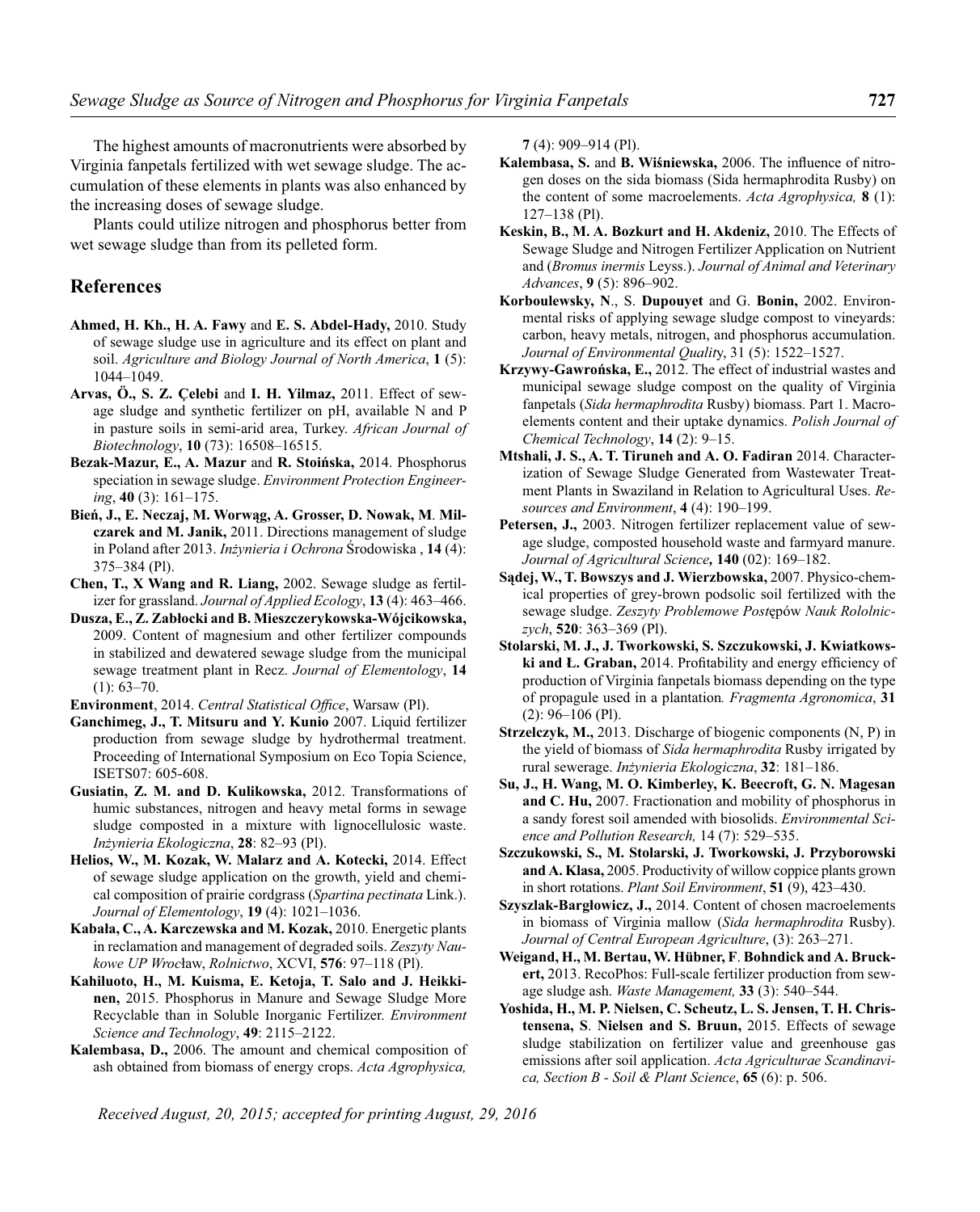The highest amounts of macronutrients were absorbed by Virginia fanpetals fertilized with wet sewage sludge. The accumulation of these elements in plants was also enhanced by the increasing doses of sewage sludge.

Plants could utilize nitrogen and phosphorus better from wet sewage sludge than from its pelleted form.

## References

**Ahmed, H. Kh., H. A. Fawy** and **E. S. Abdel-Hady,** 2010. Study of sewage sludge use in agriculture and its effect on plant and soil. *Agriculture and Biology Journal of North America*, **1** (5): 1044–1049.

**Arvas, Ö., S. Z. Çelebi** and **I. H. Yilmaz,** 2011. Effect of sewage sludge and synthetic fertilizer on pH, available N and P in pasture soils in semi-arid area, Turkey. *African Journal of Biotechnology*, **10** (73): 16508–16515.

**Bezak-Mazur, E., A. Mazur** and **R. Stoińska,** 2014. Phosphorus speciation in sewage sludge. *Environment Protection Engineering*, **40** (3): 161–175.

**Bień, J., E. Neczaj, M. Worwąg, A. Grosser, D. Nowak, M. Milczarek and M. Janik,** 2011. Directions management of sludge in Poland after 2013. *Inżynieria i Ochrona* Środowiska , **14** (4): 375–384 (Pl).

**Chen, T., X Wang and R. Liang,** 2002. Sewage sludge as fertilizer for grassland. *Journal of Applied Ecology*, **13** (4): 463–466.

**Dusza, E., Z. Zabłocki and B. Mieszczerykowska-Wójcikowska,** 2009. Content of magnesium and other fertilizer compounds in stabilized and dewatered sewage sludge from the municipal sewage treatment plant in Recz. *Journal of Elementology*, **14** (1): 63–70.

**Environment**, 2014. *Central Statistical Office*, Warsaw (Pl).

**Ganchimeg, J., T. Mitsuru and Y. Kunio** 2007. Liquid fertilizer production from sewage sludge by hydrothermal treatment. Proceeding of International Symposium on Eco Topia Science, ISETS07: 605-608.

**Gusiatin, Z. M. and D. Kulikowska,** 2012. Transformations of humic substances, nitrogen and heavy metal forms in sewage sludge composted in a mixture with lignocellulosic waste. *Inżynieria Ekologiczna*, **28**: 82–93 (Pl).

**Helios, W., M. Kozak, W. Malarz and A. Kotecki,** 2014. Effect of sewage sludge application on the growth, yield and chemical composition of prairie cordgrass (*Spartina pectinata* Link.). *Journal of Elementology*, **19** (4): 1021–1036.

**Kabała, C., A. Karczewska and M. Kozak,** 2010. Energetic plants in reclamation and management of degraded soils. *Zeszyty Naukowe UP Wroc*ław, *Rolnictwo*, XCVI, **576**: 97–118 (Pl).

**Kahiluoto, H., M. Kuisma, E. Ketoja, T. Salo and J. Heikkinen,** 2015. Phosphorus in Manure and Sewage Sludge More Recyclable than in Soluble Inorganic Fertilizer. *Environment Science and Technology*, **49**: 2115–2122.

**Kalembasa, D.,** 2006. The amount and chemical composition of ash obtained from biomass of energy crops. *Acta Agrophysica,* **7** (4): 909–914 (Pl).

**Kalembasa, S.** and **B. Wiśniewska,** 2006. The influence of nitrogen doses on the sida biomass (Sida hermaphrodita Rusby) on the content of some macroelements. *Acta Agrophysica,* **8** (1): 127–138 (Pl).

**Keskin, B., M. A. Bozkurt and H. Akdeniz,** 2010. The Effects of Sewage Sludge and Nitrogen Fertilizer Application on Nutrient and (*Bromus inermis* Leyss.). *Journal of Animal and Veterinary Advances*, **9** (5): 896–902.

**Korboulewsky, N**., S. **Dupouyet** and G. **Bonin,** 2002. Environmental risks of applying sewage sludge compost to vineyards: carbon, heavy metals, nitrogen, and phosphorus accumulation. *Journal of Environmental Qualit*y, 31 (5): 1522–1527.

**Krzywy-Gawrońska, E.,** 2012. The effect of industrial wastes and municipal sewage sludge compost on the quality of Virginia fanpetals (*Sida hermaphrodita* Rusby) biomass. Part 1. Macroelements content and their uptake dynamics. *Polish Journal of Chemical Technology*, **14** (2): 9–15.

**Mtshali, J. S., A. T. Tiruneh and A. O. Fadiran** 2014. Characterization of Sewage Sludge Generated from Wastewater Treatment Plants in Swaziland in Relation to Agricultural Uses. *Resources and Environment*, **4** (4): 190–199.

**Petersen, J.,** 2003. Nitrogen fertilizer replacement value of sewage sludge, composted household waste and farmyard manure. *Journal of Agricultural Science***, 140** (02): 169–182.

**Sądej, W., T. Bowszys and J. Wierzbowska,** 2007. Physico-chemical properties of grey-brown podsolic soil fertilized with the sewage sludge. *Zeszyty Problemowe Post*ępów *Nauk Rololniczych*, **520**: 363–369 (Pl).

**Stolarski, M. J., J. Tworkowski, S. Szczukowski, J. Kwiatkowski and Ł. Graban,** 2014. Profitability and energy efficiency of production of Virginia fanpetals biomass depending on the type of propagule used in a plantation*. Fragmenta Agronomica*, **31** (2): 96–106 (Pl).

**Strzelczyk, M.,** 2013. Discharge of biogenic components (N, P) in the yield of biomass of *Sida hermaphrodita* Rusby irrigated by rural sewerage. *Inżynieria Ekologiczna*, **32**: 181–186.

**Su, J., H. Wang, M. O. Kimberley, K. Beecroft, G. N. Magesan and C. Hu,** 2007. Fractionation and mobility of phosphorus in a sandy forest soil amended with biosolids. *Environmental Science and Pollution Research,* 14 (7): 529–535.

**Szczukowski, S., M. Stolarski, J. Tworkowski, J. Przyborowski and A. Klasa,** 2005. Productivity of willow coppice plants grown in short rotations. *Plant Soil Environment*, **51** (9), 423–430.

**Szyszlak-Bargłowicz, J.,** 2014. Content of chosen macroelements in biomass of Virginia mallow (*Sida hermaphrodita* Rusby). *Journal of Central European Agriculture*, (3): 263–271.

**Weigand, H., M. Bertau, W. Hübner, F**. **Bohndick and A. Bruckert,** 2013. RecoPhos: Full-scale fertilizer production from sewage sludge ash. *Waste Management,* **33** (3): 540–544.

**Yoshida, H., M. P. Nielsen, C. Scheutz, L. S. Jensen, T. H. Christensena, S**. **Nielsen and S. Bruun,** 2015. Effects of sewage sludge stabilization on fertilizer value and greenhouse gas emissions after soil application. *Acta Agriculturae Scandinavica, Section B - Soil & Plant Science*, **65** (6): p. 506.

*Received August, 20, 2015; accepted for printing August, 29, 2016*